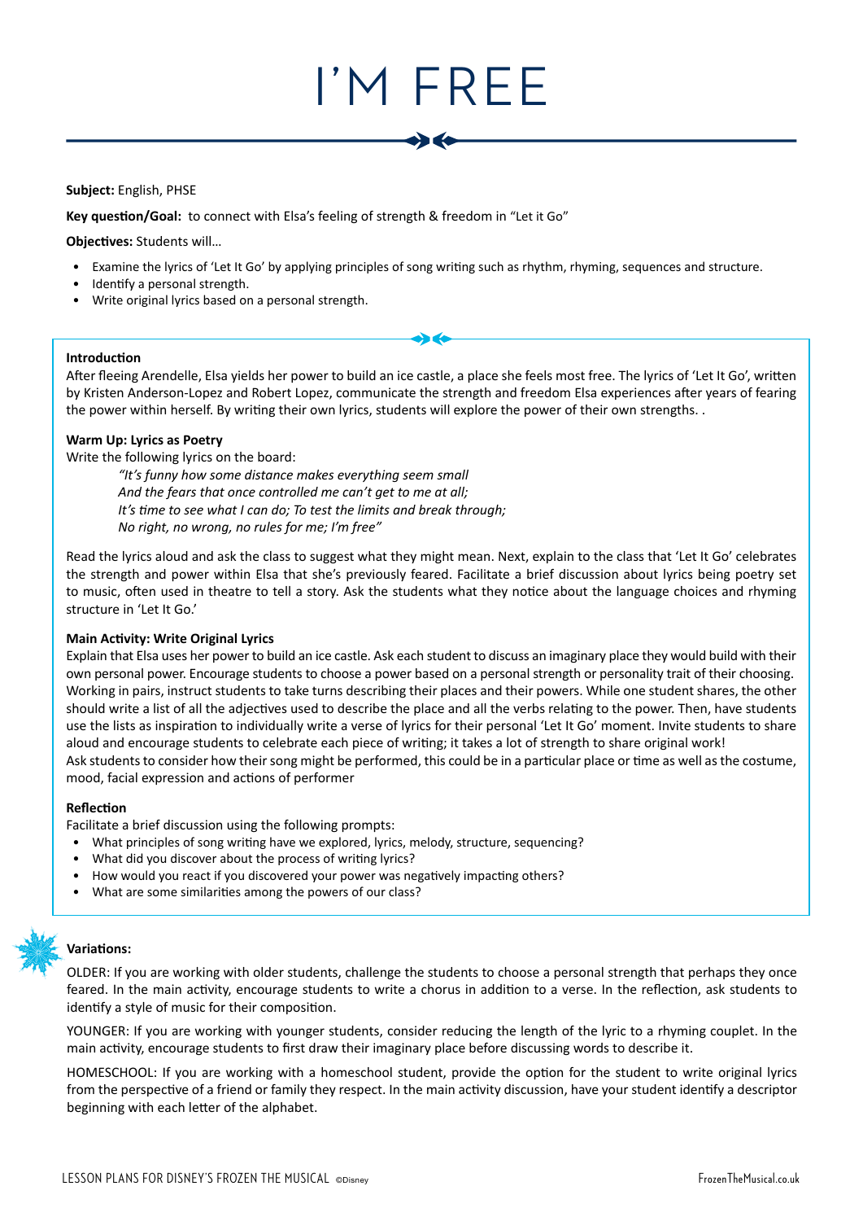# I'M FREE

**Subject:** English, PHSE

**Key question/Goal:** to connect with Elsa's feeling of strength & freedom in "Let it Go"

**Objectives:** Students will…

- Examine the lyrics of 'Let It Go' by applying principles of song writing such as rhythm, rhyming, sequences and structure.
- Identify a personal strength.
- Write original lyrics based on a personal strength.

**Introduction**

After fleeing Arendelle, Elsa yields her power to build an ice castle, a place she feels most free. The lyrics of 'Let It Go', written by Kristen Anderson-Lopez and Robert Lopez, communicate the strength and freedom Elsa experiences after years of fearing the power within herself. By writing their own lyrics, students will explore the power of their own strengths. .

**Warm Up: Lyrics as Poetry**

Write the following lyrics on the board:

> *"It's funny how some distance makes everything seem small*
> *And the fears that once controlled me can't get to me at all;*
> *It's time to see what I can do; To test the limits and break through;*
> *No right, no wrong, no rules for me; I'm free"*

Read the lyrics aloud and ask the class to suggest what they might mean. Next, explain to the class that 'Let It Go' celebrates the strength and power within Elsa that she's previously feared. Facilitate a brief discussion about lyrics being poetry set to music, often used in theatre to tell a story. Ask the students what they notice about the language choices and rhyming structure in 'Let It Go.'

**Main Activity: Write Original Lyrics**

Explain that Elsa uses her power to build an ice castle. Ask each student to discuss an imaginary place they would build with their own personal power. Encourage students to choose a power based on a personal strength or personality trait of their choosing. Working in pairs, instruct students to take turns describing their places and their powers. While one student shares, the other should write a list of all the adjectives used to describe the place and all the verbs relating to the power. Then, have students use the lists as inspiration to individually write a verse of lyrics for their personal 'Let It Go' moment. Invite students to share aloud and encourage students to celebrate each piece of writing; it takes a lot of strength to share original work!

Ask students to consider how their song might be performed, this could be in a particular place or time as well as the costume, mood, facial expression and actions of performer

**Reflection**

Facilitate a brief discussion using the following prompts:

- What principles of song writing have we explored, lyrics, melody, structure, sequencing?
- What did you discover about the process of writing lyrics?
- How would you react if you discovered your power was negatively impacting others?
- What are some similarities among the powers of our class?

**Variations:**

OLDER: If you are working with older students, challenge the students to choose a personal strength that perhaps they once feared. In the main activity, encourage students to write a chorus in addition to a verse. In the reflection, ask students to identify a style of music for their composition.

YOUNGER: If you are working with younger students, consider reducing the length of the lyric to a rhyming couplet. In the main activity, encourage students to first draw their imaginary place before discussing words to describe it.

HOMESCHOOL: If you are working with a homeschool student, provide the option for the student to write original lyrics from the perspective of a friend or family they respect. In the main activity discussion, have your student identify a descriptor beginning with each letter of the alphabet.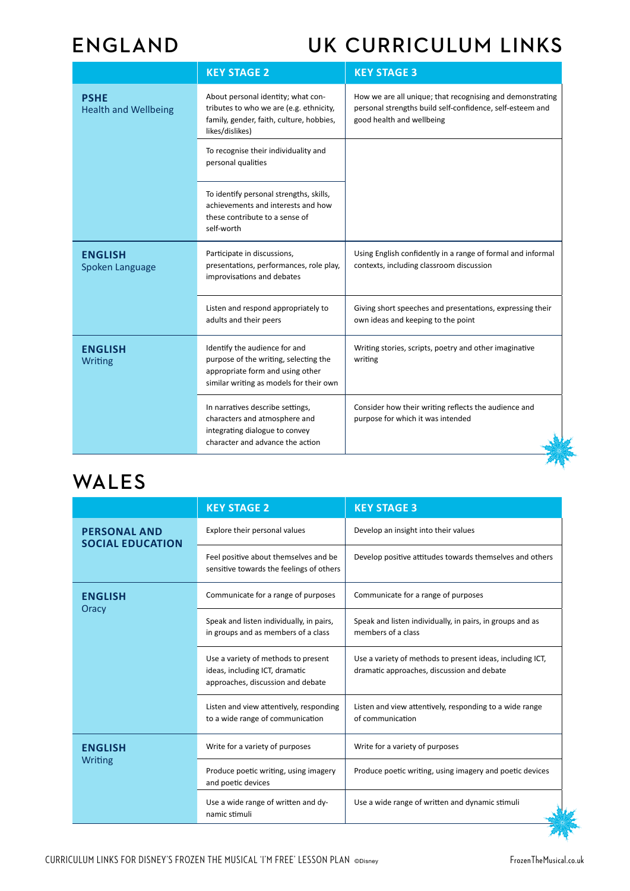# ENGLAND

# UK CURRICULUM LINKS

| | KEY STAGE 2 | KEY STAGE 3 |
|---|---|---|
| **PSHE** Health and Wellbeing | About personal identity; what contributes to who we are (e.g. ethnicity, family, gender, faith, culture, hobbies, likes/dislikes) | How we are all unique; that recognising and demonstrating personal strengths build self-confidence, self-esteem and good health and wellbeing |
| | To recognise their individuality and personal qualities | |
| | To identify personal strengths, skills, achievements and interests and how these contribute to a sense of self-worth | |
| **ENGLISH** Spoken Language | Participate in discussions, presentations, performances, role play, improvisations and debates | Using English confidently in a range of formal and informal contexts, including classroom discussion |
| | Listen and respond appropriately to adults and their peers | Giving short speeches and presentations, expressing their own ideas and keeping to the point |
| **ENGLISH** Writing | Identify the audience for and purpose of the writing, selecting the appropriate form and using other similar writing as models for their own | Writing stories, scripts, poetry and other imaginative writing |
| | In narratives describe settings, characters and atmosphere and integrating dialogue to convey character and advance the action | Consider how their writing reflects the audience and purpose for which it was intended |

# WALES

| | KEY STAGE 2 | KEY STAGE 3 |
|---|---|---|
| **PERSONAL AND SOCIAL EDUCATION** | Explore their personal values | Develop an insight into their values |
| | Feel positive about themselves and be sensitive towards the feelings of others | Develop positive attitudes towards themselves and others |
| **ENGLISH** Oracy | Communicate for a range of purposes | Communicate for a range of purposes |
| | Speak and listen individually, in pairs, in groups and as members of a class | Speak and listen individually, in pairs, in groups and as members of a class |
| | Use a variety of methods to present ideas, including ICT, dramatic approaches, discussion and debate | Use a variety of methods to present ideas, including ICT, dramatic approaches, discussion and debate |
| | Listen and view attentively, responding to a wide range of communication | Listen and view attentively, responding to a wide range of communication |
| **ENGLISH** Writing | Write for a variety of purposes | Write for a variety of purposes |
| | Produce poetic writing, using imagery and poetic devices | Produce poetic writing, using imagery and poetic devices |
| | Use a wide range of written and dynamic stimuli | Use a wide range of written and dynamic stimuli |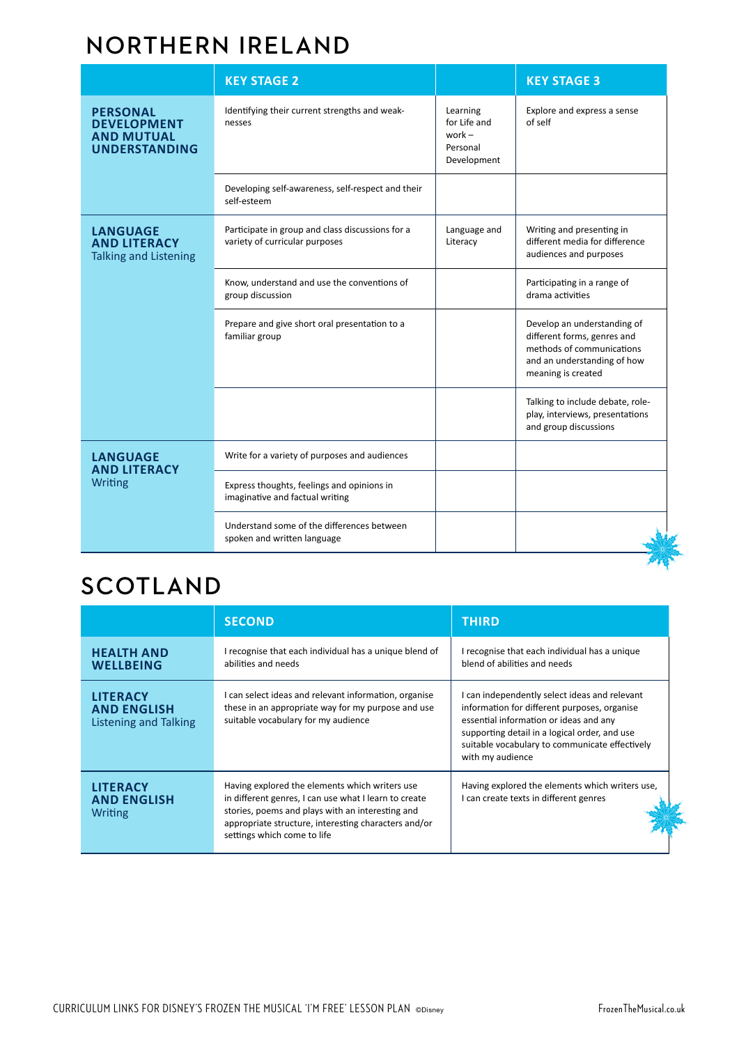# NORTHERN IRELAND

| | KEY STAGE 2 | | KEY STAGE 3 |
|---|---|---|---|
| **PERSONAL DEVELOPMENT AND MUTUAL UNDERSTANDING** | Identifying their current strengths and weak-nesses | Learning for Life and work – Personal Development | Explore and express a sense of self |
| | Developing self-awareness, self-respect and their self-esteem | | |
| **LANGUAGE AND LITERACY** Talking and Listening | Participate in group and class discussions for a variety of curricular purposes | Language and Literacy | Writing and presenting in different media for difference audiences and purposes |
| | Know, understand and use the conventions of group discussion | | Participating in a range of drama activities |
| | Prepare and give short oral presentation to a familiar group | | Develop an understanding of different forms, genres and methods of communications and an understanding of how meaning is created |
| | | | Talking to include debate, role-play, interviews, presentations and group discussions |
| **LANGUAGE AND LITERACY** Writing | Write for a variety of purposes and audiences | | |
| | Express thoughts, feelings and opinions in imaginative and factual writing | | |
| | Understand some of the differences between spoken and written language | | |

# SCOTLAND

| | SECOND | THIRD |
|---|---|---|
| **HEALTH AND WELLBEING** | I recognise that each individual has a unique blend of abilities and needs | I recognise that each individual has a unique blend of abilities and needs |
| **LITERACY AND ENGLISH** Listening and Talking | I can select ideas and relevant information, organise these in an appropriate way for my purpose and use suitable vocabulary for my audience | I can independently select ideas and relevant information for different purposes, organise essential information or ideas and any supporting detail in a logical order, and use suitable vocabulary to communicate effectively with my audience |
| **LITERACY AND ENGLISH** Writing | Having explored the elements which writers use in different genres, I can use what I learn to create stories, poems and plays with an interesting and appropriate structure, interesting characters and/or settings which come to life | Having explored the elements which writers use, I can create texts in different genres |